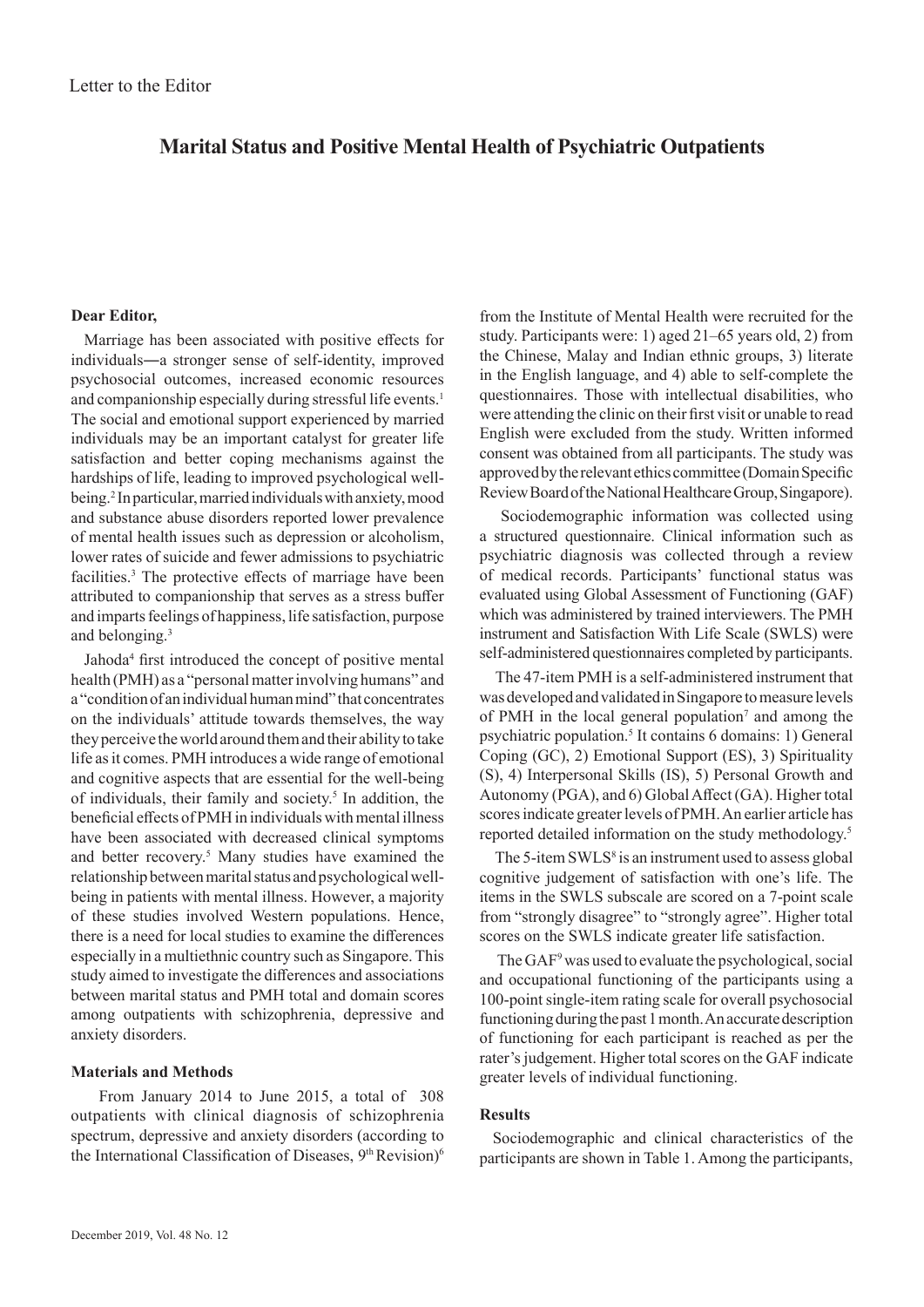Letter to the Editor

# Marital Status and Positive Mental Health of Psychiatric Outpatients

**Dear Editor,**

Marriage has been associated with positive effects for individuals―a stronger sense of self-identity, improved psychosocial outcomes, increased economic resources and companionship especially during stressful life events.[1] The social and emotional support experienced by married individuals may be an important catalyst for greater life satisfaction and better coping mechanisms against the hardships of life, leading to improved psychological well-being.[2] In particular, married individuals with anxiety, mood and substance abuse disorders reported lower prevalence of mental health issues such as depression or alcoholism, lower rates of suicide and fewer admissions to psychiatric facilities.[3] The protective effects of marriage have been attributed to companionship that serves as a stress buffer and imparts feelings of happiness, life satisfaction, purpose and belonging.[3]

Jahoda[4] first introduced the concept of positive mental health (PMH) as a "personal matter involving humans" and a "condition of an individual human mind" that concentrates on the individuals' attitude towards themselves, the way they perceive the world around them and their ability to take life as it comes. PMH introduces a wide range of emotional and cognitive aspects that are essential for the well-being of individuals, their family and society.[5] In addition, the beneficial effects of PMH in individuals with mental illness have been associated with decreased clinical symptoms and better recovery.[5] Many studies have examined the relationship between marital status and psychological well-being in patients with mental illness. However, a majority of these studies involved Western populations. Hence, there is a need for local studies to examine the differences especially in a multiethnic country such as Singapore. This study aimed to investigate the differences and associations between marital status and PMH total and domain scores among outpatients with schizophrenia, depressive and anxiety disorders.

**Materials and Methods**

From January 2014 to June 2015, a total of 308 outpatients with clinical diagnosis of schizophrenia spectrum, depressive and anxiety disorders (according to the International Classification of Diseases, 9th Revision)[6] from the Institute of Mental Health were recruited for the study. Participants were: 1) aged 21–65 years old, 2) from the Chinese, Malay and Indian ethnic groups, 3) literate in the English language, and 4) able to self-complete the questionnaires. Those with intellectual disabilities, who were attending the clinic on their first visit or unable to read English were excluded from the study. Written informed consent was obtained from all participants. The study was approved by the relevant ethics committee (Domain Specific Review Board of the National Healthcare Group, Singapore).

Sociodemographic information was collected using a structured questionnaire. Clinical information such as psychiatric diagnosis was collected through a review of medical records. Participants' functional status was evaluated using Global Assessment of Functioning (GAF) which was administered by trained interviewers. The PMH instrument and Satisfaction With Life Scale (SWLS) were self-administered questionnaires completed by participants.

The 47-item PMH is a self-administered instrument that was developed and validated in Singapore to measure levels of PMH in the local general population[7] and among the psychiatric population.[5] It contains 6 domains: 1) General Coping (GC), 2) Emotional Support (ES), 3) Spirituality (S), 4) Interpersonal Skills (IS), 5) Personal Growth and Autonomy (PGA), and 6) Global Affect (GA). Higher total scores indicate greater levels of PMH. An earlier article has reported detailed information on the study methodology.[5]

The 5-item SWLS[8] is an instrument used to assess global cognitive judgement of satisfaction with one's life. The items in the SWLS subscale are scored on a 7-point scale from "strongly disagree" to "strongly agree". Higher total scores on the SWLS indicate greater life satisfaction.

The GAF[9] was used to evaluate the psychological, social and occupational functioning of the participants using a 100-point single-item rating scale for overall psychosocial functioning during the past 1 month. An accurate description of functioning for each participant is reached as per the rater's judgement. Higher total scores on the GAF indicate greater levels of individual functioning.

**Results**

Sociodemographic and clinical characteristics of the participants are shown in Table 1. Among the participants,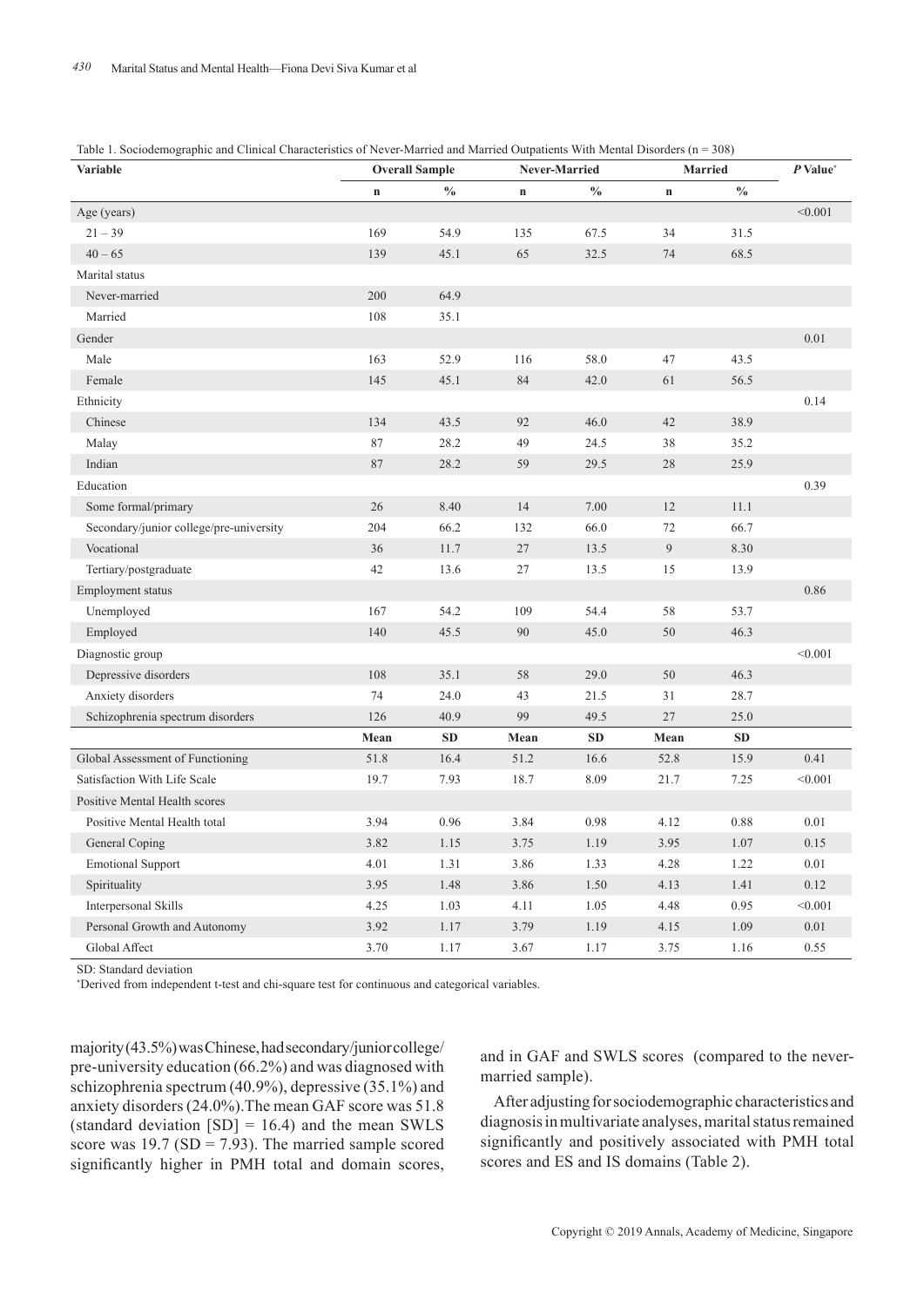Table 1. Sociodemographic and Clinical Characteristics of Never-Married and Married Outpatients With Mental Disorders (n = 308)

| Variable | Overall Sample | | Never-Married | | Married | | *P* Value* |
|---|---|---|---|---|---|---|---|
| | n | % | n | % | n | % | |
| Age (years) | | | | | | | <0.001 |
| 21 – 39 | 169 | 54.9 | 135 | 67.5 | 34 | 31.5 | |
| 40 – 65 | 139 | 45.1 | 65 | 32.5 | 74 | 68.5 | |
| Marital status | | | | | | | |
| Never-married | 200 | 64.9 | | | | | |
| Married | 108 | 35.1 | | | | | |
| Gender | | | | | | | 0.01 |
| Male | 163 | 52.9 | 116 | 58.0 | 47 | 43.5 | |
| Female | 145 | 45.1 | 84 | 42.0 | 61 | 56.5 | |
| Ethnicity | | | | | | | 0.14 |
| Chinese | 134 | 43.5 | 92 | 46.0 | 42 | 38.9 | |
| Malay | 87 | 28.2 | 49 | 24.5 | 38 | 35.2 | |
| Indian | 87 | 28.2 | 59 | 29.5 | 28 | 25.9 | |
| Education | | | | | | | 0.39 |
| Some formal/primary | 26 | 8.40 | 14 | 7.00 | 12 | 11.1 | |
| Secondary/junior college/pre-university | 204 | 66.2 | 132 | 66.0 | 72 | 66.7 | |
| Vocational | 36 | 11.7 | 27 | 13.5 | 9 | 8.30 | |
| Tertiary/postgraduate | 42 | 13.6 | 27 | 13.5 | 15 | 13.9 | |
| Employment status | | | | | | | 0.86 |
| Unemployed | 167 | 54.2 | 109 | 54.4 | 58 | 53.7 | |
| Employed | 140 | 45.5 | 90 | 45.0 | 50 | 46.3 | |
| Diagnostic group | | | | | | | <0.001 |
| Depressive disorders | 108 | 35.1 | 58 | 29.0 | 50 | 46.3 | |
| Anxiety disorders | 74 | 24.0 | 43 | 21.5 | 31 | 28.7 | |
| Schizophrenia spectrum disorders | 126 | 40.9 | 99 | 49.5 | 27 | 25.0 | |
| | **Mean** | **SD** | **Mean** | **SD** | **Mean** | **SD** | |
| Global Assessment of Functioning | 51.8 | 16.4 | 51.2 | 16.6 | 52.8 | 15.9 | 0.41 |
| Satisfaction With Life Scale | 19.7 | 7.93 | 18.7 | 8.09 | 21.7 | 7.25 | <0.001 |
| Positive Mental Health scores | | | | | | | |
| Positive Mental Health total | 3.94 | 0.96 | 3.84 | 0.98 | 4.12 | 0.88 | 0.01 |
| General Coping | 3.82 | 1.15 | 3.75 | 1.19 | 3.95 | 1.07 | 0.15 |
| Emotional Support | 4.01 | 1.31 | 3.86 | 1.33 | 4.28 | 1.22 | 0.01 |
| Spirituality | 3.95 | 1.48 | 3.86 | 1.50 | 4.13 | 1.41 | 0.12 |
| Interpersonal Skills | 4.25 | 1.03 | 4.11 | 1.05 | 4.48 | 0.95 | <0.001 |
| Personal Growth and Autonomy | 3.92 | 1.17 | 3.79 | 1.19 | 4.15 | 1.09 | 0.01 |
| Global Affect | 3.70 | 1.17 | 3.67 | 1.17 | 3.75 | 1.16 | 0.55 |

SD: Standard deviation
*Derived from independent t-test and chi-square test for continuous and categorical variables.

majority (43.5%) was Chinese, had secondary/junior college/pre-university education (66.2%) and was diagnosed with schizophrenia spectrum (40.9%), depressive (35.1%) and anxiety disorders (24.0%). The mean GAF score was 51.8 (standard deviation [SD] = 16.4) and the mean SWLS score was 19.7 (SD = 7.93). The married sample scored significantly higher in PMH total and domain scores, and in GAF and SWLS scores (compared to the never-married sample).

After adjusting for sociodemographic characteristics and diagnosis in multivariate analyses, marital status remained significantly and positively associated with PMH total scores and ES and IS domains (Table 2).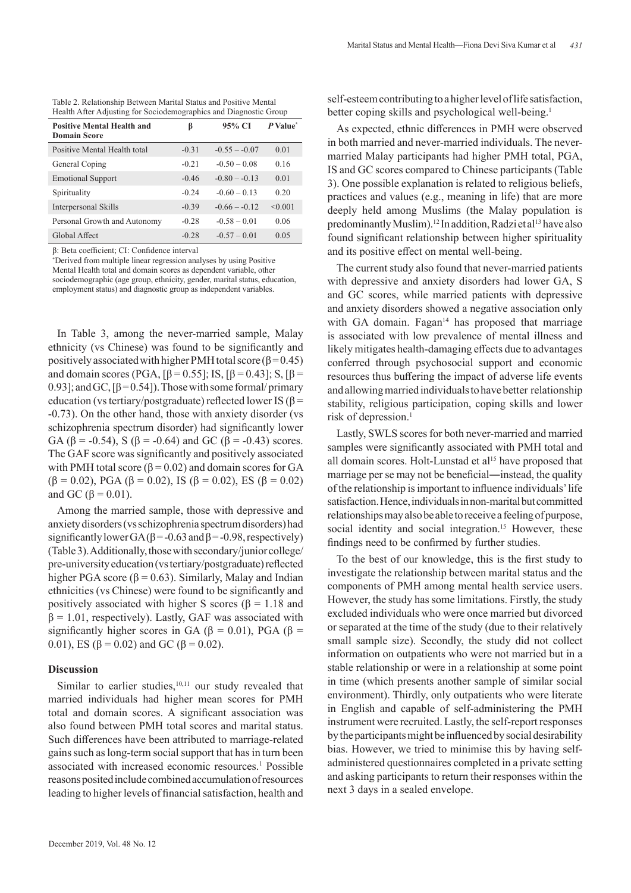Table 2. Relationship Between Marital Status and Positive Mental Health After Adjusting for Sociodemographics and Diagnostic Group

| Positive Mental Health and Domain Score | β | 95% CI | *P* Value* |
|---|---|---|---|
| Positive Mental Health total | -0.31 | -0.55 – -0.07 | 0.01 |
| General Coping | -0.21 | -0.50 – 0.08 | 0.16 |
| Emotional Support | -0.46 | -0.80 – -0.13 | 0.01 |
| Spirituality | -0.24 | -0.60 – 0.13 | 0.20 |
| Interpersonal Skills | -0.39 | -0.66 – -0.12 | <0.001 |
| Personal Growth and Autonomy | -0.28 | -0.58 – 0.01 | 0.06 |
| Global Affect | -0.28 | -0.57 – 0.01 | 0.05 |

β: Beta coefficient; CI: Confidence interval

*Derived from multiple linear regression analyses by using Positive Mental Health total and domain scores as dependent variable, other sociodemographic (age group, ethnicity, gender, marital status, education, employment status) and diagnostic group as independent variables.

In Table 3, among the never-married sample, Malay ethnicity (vs Chinese) was found to be significantly and positively associated with higher PMH total score (β = 0.45) and domain scores (PGA, [β = 0.55]; IS, [β = 0.43]; S, [β = 0.93]; and GC, [β = 0.54]). Those with some formal/primary education (vs tertiary/postgraduate) reflected lower IS (β = -0.73). On the other hand, those with anxiety disorder (vs schizophrenia spectrum disorder) had significantly lower GA (β = -0.54), S (β = -0.64) and GC (β = -0.43) scores. The GAF score was significantly and positively associated with PMH total score (β = 0.02) and domain scores for GA (β = 0.02), PGA (β = 0.02), IS (β = 0.02), ES (β = 0.02) and GC (β = 0.01).

Among the married sample, those with depressive and anxiety disorders (vs schizophrenia spectrum disorders) had significantly lower GA (β = -0.63 and β = -0.98, respectively) (Table 3). Additionally, those with secondary/junior college/pre-university education (vs tertiary/postgraduate) reflected higher PGA score (β = 0.63). Similarly, Malay and Indian ethnicities (vs Chinese) were found to be significantly and positively associated with higher S scores (β = 1.18 and β = 1.01, respectively). Lastly, GAF was associated with significantly higher scores in GA (β = 0.01), PGA (β = 0.01), ES (β = 0.02) and GC (β = 0.02).

## Discussion

Similar to earlier studies,[10,11] our study revealed that married individuals had higher mean scores for PMH total and domain scores. A significant association was also found between PMH total scores and marital status. Such differences have been attributed to marriage-related gains such as long-term social support that has in turn been associated with increased economic resources.[1] Possible reasons posited include combined accumulation of resources leading to higher levels of financial satisfaction, health and self-esteem contributing to a higher level of life satisfaction, better coping skills and psychological well-being.[1]

As expected, ethnic differences in PMH were observed in both married and never-married individuals. The never-married Malay participants had higher PMH total, PGA, IS and GC scores compared to Chinese participants (Table 3). One possible explanation is related to religious beliefs, practices and values (e.g., meaning in life) that are more deeply held among Muslims (the Malay population is predominantly Muslim).[12] In addition, Radzi et al[13] have also found significant relationship between higher spirituality and its positive effect on mental well-being.

The current study also found that never-married patients with depressive and anxiety disorders had lower GA, S and GC scores, while married patients with depressive and anxiety disorders showed a negative association only with GA domain. Fagan[14] has proposed that marriage is associated with low prevalence of mental illness and likely mitigates health-damaging effects due to advantages conferred through psychosocial support and economic resources thus buffering the impact of adverse life events and allowing married individuals to have better relationship stability, religious participation, coping skills and lower risk of depression.[1]

Lastly, SWLS scores for both never-married and married samples were significantly associated with PMH total and all domain scores. Holt-Lunstad et al[15] have proposed that marriage per se may not be beneficial—instead, the quality of the relationship is important to influence individuals' life satisfaction. Hence, individuals in non-marital but committed relationships may also be able to receive a feeling of purpose, social identity and social integration.[15] However, these findings need to be confirmed by further studies.

To the best of our knowledge, this is the first study to investigate the relationship between marital status and the components of PMH among mental health service users. However, the study has some limitations. Firstly, the study excluded individuals who were once married but divorced or separated at the time of the study (due to their relatively small sample size). Secondly, the study did not collect information on outpatients who were not married but in a stable relationship or were in a relationship at some point in time (which presents another sample of similar social environment). Thirdly, only outpatients who were literate in English and capable of self-administering the PMH instrument were recruited. Lastly, the self-report responses by the participants might be influenced by social desirability bias. However, we tried to minimise this by having self-administered questionnaires completed in a private setting and asking participants to return their responses within the next 3 days in a sealed envelope.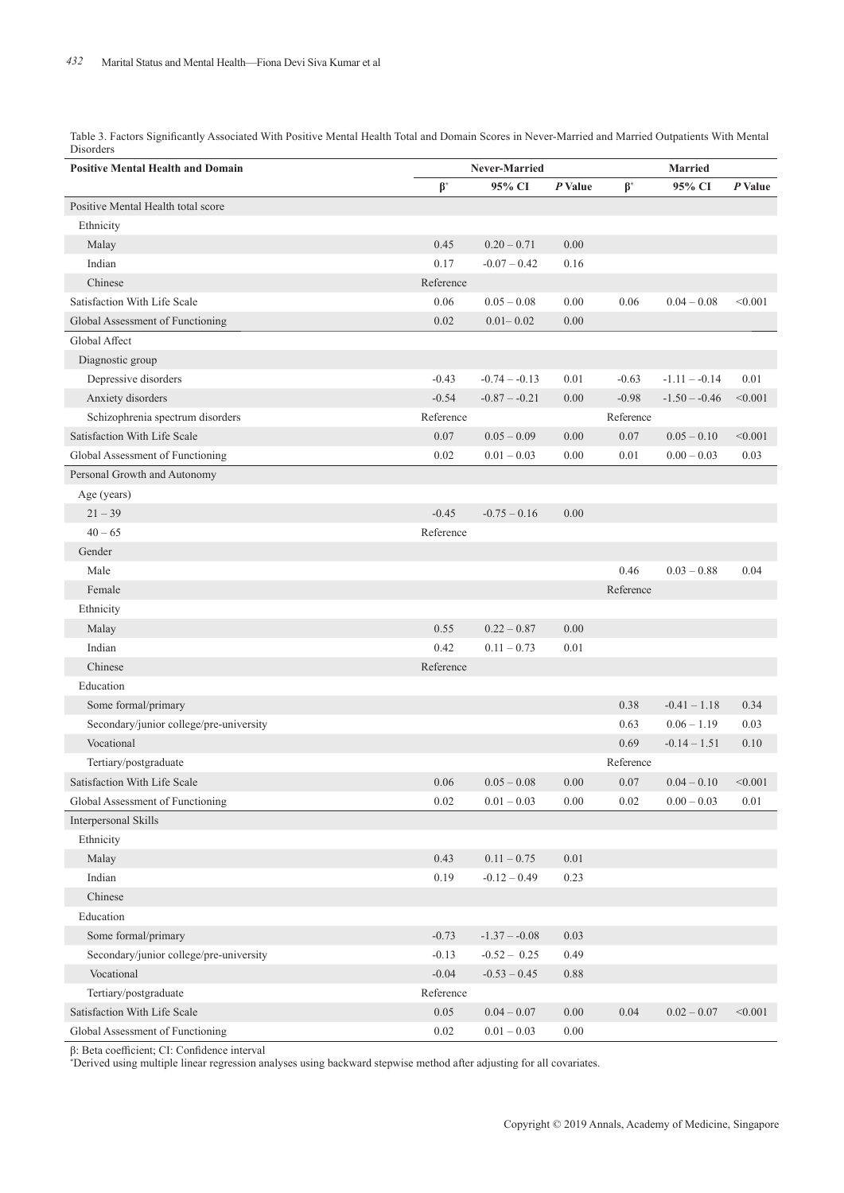Table 3. Factors Significantly Associated With Positive Mental Health Total and Domain Scores in Never-Married and Married Outpatients With Mental Disorders

| Positive Mental Health and Domain | Never-Married | | | Married | | |
|---|---|---|---|---|---|---|
| | β* | 95% CI | *P* Value | β* | 95% CI | *P* Value |
| Positive Mental Health total score | | | | | | |
| Ethnicity | | | | | | |
| Malay | 0.45 | 0.20 – 0.71 | 0.00 | | | |
| Indian | 0.17 | -0.07 – 0.42 | 0.16 | | | |
| Chinese | Reference | | | | | |
| Satisfaction With Life Scale | 0.06 | 0.05 – 0.08 | 0.00 | 0.06 | 0.04 – 0.08 | <0.001 |
| Global Assessment of Functioning | 0.02 | 0.01– 0.02 | 0.00 | | | |
| Global Affect | | | | | | |
| Diagnostic group | | | | | | |
| Depressive disorders | -0.43 | -0.74 – -0.13 | 0.01 | -0.63 | -1.11 – -0.14 | 0.01 |
| Anxiety disorders | -0.54 | -0.87 – -0.21 | 0.00 | -0.98 | -1.50 – -0.46 | <0.001 |
| Schizophrenia spectrum disorders | Reference | | | Reference | | |
| Satisfaction With Life Scale | 0.07 | 0.05 – 0.09 | 0.00 | 0.07 | 0.05 – 0.10 | <0.001 |
| Global Assessment of Functioning | 0.02 | 0.01 – 0.03 | 0.00 | 0.01 | 0.00 – 0.03 | 0.03 |
| Personal Growth and Autonomy | | | | | | |
| Age (years) | | | | | | |
| 21 – 39 | -0.45 | -0.75 – 0.16 | 0.00 | | | |
| 40 – 65 | Reference | | | | | |
| Gender | | | | | | |
| Male | | | | 0.46 | 0.03 – 0.88 | 0.04 |
| Female | | | | Reference | | |
| Ethnicity | | | | | | |
| Malay | 0.55 | 0.22 – 0.87 | 0.00 | | | |
| Indian | 0.42 | 0.11 – 0.73 | 0.01 | | | |
| Chinese | Reference | | | | | |
| Education | | | | | | |
| Some formal/primary | | | | 0.38 | -0.41 – 1.18 | 0.34 |
| Secondary/junior college/pre-university | | | | 0.63 | 0.06 – 1.19 | 0.03 |
| Vocational | | | | 0.69 | -0.14 – 1.51 | 0.10 |
| Tertiary/postgraduate | | | | Reference | | |
| Satisfaction With Life Scale | 0.06 | 0.05 – 0.08 | 0.00 | 0.07 | 0.04 – 0.10 | <0.001 |
| Global Assessment of Functioning | 0.02 | 0.01 – 0.03 | 0.00 | 0.02 | 0.00 – 0.03 | 0.01 |
| Interpersonal Skills | | | | | | |
| Ethnicity | | | | | | |
| Malay | 0.43 | 0.11 – 0.75 | 0.01 | | | |
| Indian | 0.19 | -0.12 – 0.49 | 0.23 | | | |
| Chinese | | | | | | |
| Education | | | | | | |
| Some formal/primary | -0.73 | -1.37 – -0.08 | 0.03 | | | |
| Secondary/junior college/pre-university | -0.13 | -0.52 – 0.25 | 0.49 | | | |
| Vocational | -0.04 | -0.53 – 0.45 | 0.88 | | | |
| Tertiary/postgraduate | Reference | | | | | |
| Satisfaction With Life Scale | 0.05 | 0.04 – 0.07 | 0.00 | 0.04 | 0.02 – 0.07 | <0.001 |
| Global Assessment of Functioning | 0.02 | 0.01 – 0.03 | 0.00 | | | |

β: Beta coefficient; CI: Confidence interval

*Derived using multiple linear regression analyses using backward stepwise method after adjusting for all covariates.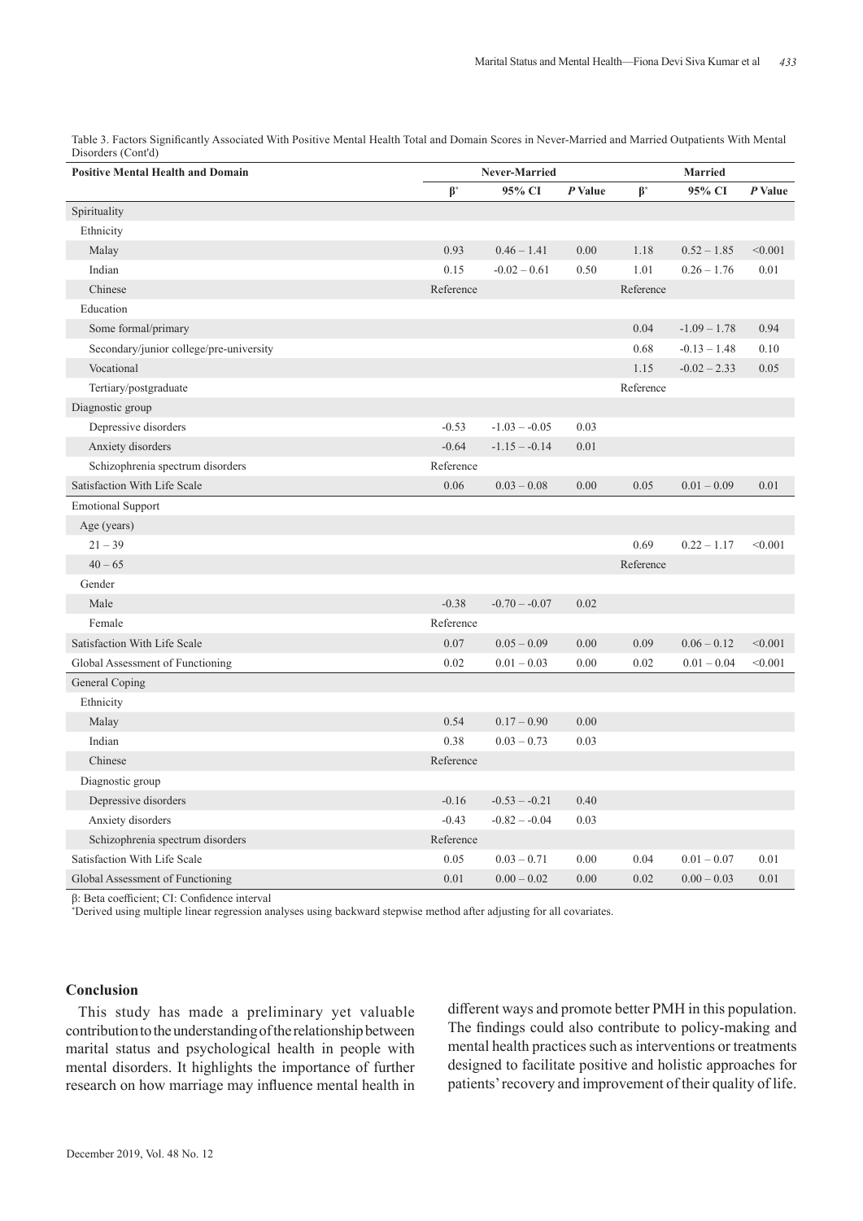Table 3. Factors Significantly Associated With Positive Mental Health Total and Domain Scores in Never-Married and Married Outpatients With Mental Disorders (Cont'd)

| Positive Mental Health and Domain | Never-Married | | | Married | | |
|---|---|---|---|---|---|---|
| | β* | 95% CI | *P* Value | β* | 95% CI | *P* Value |
| Spirituality | | | | | | |
| Ethnicity | | | | | | |
| Malay | 0.93 | 0.46 – 1.41 | 0.00 | 1.18 | 0.52 – 1.85 | <0.001 |
| Indian | 0.15 | -0.02 – 0.61 | 0.50 | 1.01 | 0.26 – 1.76 | 0.01 |
| Chinese | Reference | | | Reference | | |
| Education | | | | | | |
| Some formal/primary | | | | 0.04 | -1.09 – 1.78 | 0.94 |
| Secondary/junior college/pre-university | | | | 0.68 | -0.13 – 1.48 | 0.10 |
| Vocational | | | | 1.15 | -0.02 – 2.33 | 0.05 |
| Tertiary/postgraduate | | | | Reference | | |
| Diagnostic group | | | | | | |
| Depressive disorders | -0.53 | -1.03 – -0.05 | 0.03 | | | |
| Anxiety disorders | -0.64 | -1.15 – -0.14 | 0.01 | | | |
| Schizophrenia spectrum disorders | Reference | | | | | |
| Satisfaction With Life Scale | 0.06 | 0.03 – 0.08 | 0.00 | 0.05 | 0.01 – 0.09 | 0.01 |
| Emotional Support | | | | | | |
| Age (years) | | | | | | |
| 21 – 39 | | | | 0.69 | 0.22 – 1.17 | <0.001 |
| 40 – 65 | | | | Reference | | |
| Gender | | | | | | |
| Male | -0.38 | -0.70 – -0.07 | 0.02 | | | |
| Female | Reference | | | | | |
| Satisfaction With Life Scale | 0.07 | 0.05 – 0.09 | 0.00 | 0.09 | 0.06 – 0.12 | <0.001 |
| Global Assessment of Functioning | 0.02 | 0.01 – 0.03 | 0.00 | 0.02 | 0.01 – 0.04 | <0.001 |
| General Coping | | | | | | |
| Ethnicity | | | | | | |
| Malay | 0.54 | 0.17 – 0.90 | 0.00 | | | |
| Indian | 0.38 | 0.03 – 0.73 | 0.03 | | | |
| Chinese | Reference | | | | | |
| Diagnostic group | | | | | | |
| Depressive disorders | -0.16 | -0.53 – -0.21 | 0.40 | | | |
| Anxiety disorders | -0.43 | -0.82 – -0.04 | 0.03 | | | |
| Schizophrenia spectrum disorders | Reference | | | | | |
| Satisfaction With Life Scale | 0.05 | 0.03 – 0.71 | 0.00 | 0.04 | 0.01 – 0.07 | 0.01 |
| Global Assessment of Functioning | 0.01 | 0.00 – 0.02 | 0.00 | 0.02 | 0.00 – 0.03 | 0.01 |

β: Beta coefficient; CI: Confidence interval
*Derived using multiple linear regression analyses using backward stepwise method after adjusting for all covariates.

## Conclusion

This study has made a preliminary yet valuable contribution to the understanding of the relationship between marital status and psychological health in people with mental disorders. It highlights the importance of further research on how marriage may influence mental health in different ways and promote better PMH in this population. The findings could also contribute to policy-making and mental health practices such as interventions or treatments designed to facilitate positive and holistic approaches for patients' recovery and improvement of their quality of life.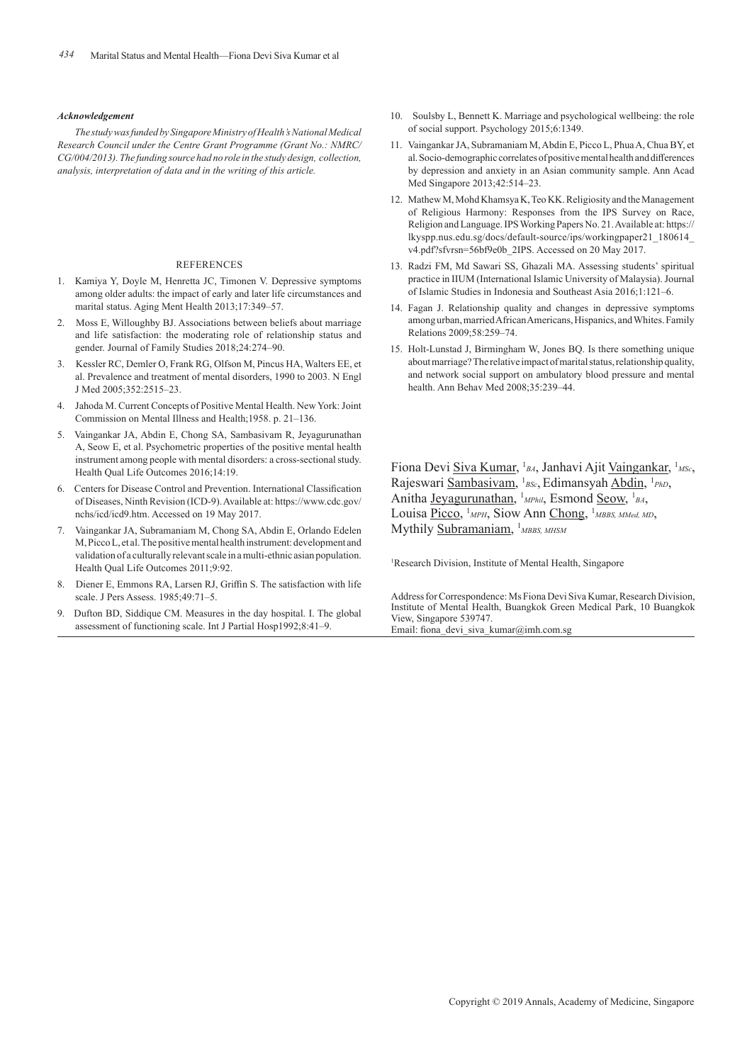### *Acknowledgement*

*The study was funded by Singapore Ministry of Health's National Medical Research Council under the Centre Grant Programme (Grant No.: NMRC/CG/004/2013). The funding source had no role in the study design, collection, analysis, interpretation of data and in the writing of this article.*

## REFERENCES

1. Kamiya Y, Doyle M, Henretta JC, Timonen V. Depressive symptoms among older adults: the impact of early and later life circumstances and marital status. Aging Ment Health 2013;17:349–57.
2. Moss E, Willoughby BJ. Associations between beliefs about marriage and life satisfaction: the moderating role of relationship status and gender. Journal of Family Studies 2018;24:274–90.
3. Kessler RC, Demler O, Frank RG, Olfson M, Pincus HA, Walters EE, et al. Prevalence and treatment of mental disorders, 1990 to 2003. N Engl J Med 2005;352:2515–23.
4. Jahoda M. Current Concepts of Positive Mental Health. New York: Joint Commission on Mental Illness and Health;1958. p. 21–136.
5. Vaingankar JA, Abdin E, Chong SA, Sambasivam R, Jeyagurunathan A, Seow E, et al. Psychometric properties of the positive mental health instrument among people with mental disorders: a cross-sectional study. Health Qual Life Outcomes 2016;14:19.
6. Centers for Disease Control and Prevention. International Classification of Diseases, Ninth Revision (ICD-9). Available at: https://www.cdc.gov/nchs/icd/icd9.htm. Accessed on 19 May 2017.
7. Vaingankar JA, Subramaniam M, Chong SA, Abdin E, Orlando Edelen M, Picco L, et al. The positive mental health instrument: development and validation of a culturally relevant scale in a multi-ethnic asian population. Health Qual Life Outcomes 2011;9:92.
8. Diener E, Emmons RA, Larsen RJ, Griffin S. The satisfaction with life scale. J Pers Assess. 1985;49:71–5.
9. Dufton BD, Siddique CM. Measures in the day hospital. I. The global assessment of functioning scale. Int J Partial Hosp1992;8:41–9.
10. Soulsby L, Bennett K. Marriage and psychological wellbeing: the role of social support. Psychology 2015;6:1349.
11. Vaingankar JA, Subramaniam M, Abdin E, Picco L, Phua A, Chua BY, et al. Socio-demographic correlates of positive mental health and differences by depression and anxiety in an Asian community sample. Ann Acad Med Singapore 2013;42:514–23.
12. Mathew M, Mohd Khamsya K, Teo KK. Religiosity and the Management of Religious Harmony: Responses from the IPS Survey on Race, Religion and Language. IPS Working Papers No. 21. Available at: https://lkyspp.nus.edu.sg/docs/default-source/ips/workingpaper21_180614_v4.pdf?sfvrsn=56bf9e0b_2IPS. Accessed on 20 May 2017.
13. Radzi FM, Md Sawari SS, Ghazali MA. Assessing students' spiritual practice in IIUM (International Islamic University of Malaysia). Journal of Islamic Studies in Indonesia and Southeast Asia 2016;1:121–6.
14. Fagan J. Relationship quality and changes in depressive symptoms among urban, married African Americans, Hispanics, and Whites. Family Relations 2009;58:259–74.
15. Holt-Lunstad J, Birmingham W, Jones BQ. Is there something unique about marriage? The relative impact of marital status, relationship quality, and network social support on ambulatory blood pressure and mental health. Ann Behav Med 2008;35:239–44.

Fiona Devi Siva Kumar, [1] *BA*, Janhavi Ajit Vaingankar, [1] *MSc*, Rajeswari Sambasivam, [1] *BSc*, Edimansyah Abdin, [1] *PhD*, Anitha Jeyagurunathan, [1] *MPhil*, Esmond Seow, [1] *BA*, Louisa Picco, [1] *MPH*, Siow Ann Chong, [1] *MBBS, MMed, MD*, Mythily Subramaniam, [1] *MBBS, MHSM*

[1] Research Division, Institute of Mental Health, Singapore

Address for Correspondence: Ms Fiona Devi Siva Kumar, Research Division, Institute of Mental Health, Buangkok Green Medical Park, 10 Buangkok View, Singapore 539747.
Email: fiona_devi_siva_kumar@imh.com.sg